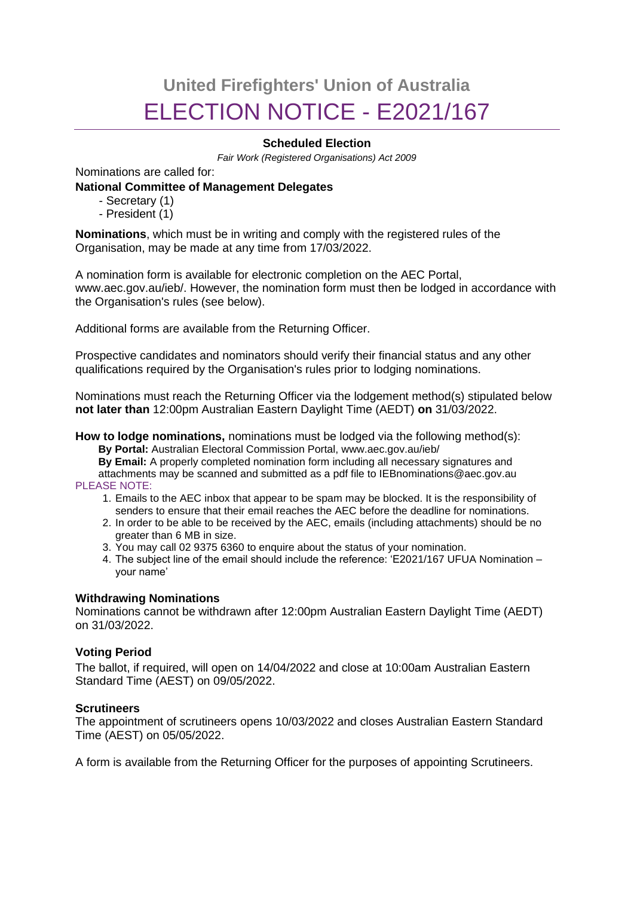# United Firefighters' Union of Australia

# ELECTION NOTICE - E2021/167

**Scheduled Election**

*Fair Work (Registered Organisations) Act 2009*

Nominations are called for:

**National Committee of Management Delegates**

- Secretary (1)
- President (1)

**Nominations**, which must be in writing and comply with the registered rules of the Organisation, may be made at any time from 17/03/2022.

A nomination form is available for electronic completion on the AEC Portal, www.aec.gov.au/ieb/. However, the nomination form must then be lodged in accordance with the Organisation's rules (see below).

Additional forms are available from the Returning Officer.

Prospective candidates and nominators should verify their financial status and any other qualifications required by the Organisation's rules prior to lodging nominations.

Nominations must reach the Returning Officer via the lodgement method(s) stipulated below **not later than** 12:00pm Australian Eastern Daylight Time (AEDT) **on** 31/03/2022.

**How to lodge nominations,** nominations must be lodged via the following method(s):

**By Portal:** Australian Electoral Commission Portal, www.aec.gov.au/ieb/

**By Email:** A properly completed nomination form including all necessary signatures and attachments may be scanned and submitted as a pdf file to IEBnominations@aec.gov.au

PLEASE NOTE:

1. Emails to the AEC inbox that appear to be spam may be blocked. It is the responsibility of senders to ensure that their email reaches the AEC before the deadline for nominations.
2. In order to be able to be received by the AEC, emails (including attachments) should be no greater than 6 MB in size.
3. You may call 02 9375 6360 to enquire about the status of your nomination.
4. The subject line of the email should include the reference: 'E2021/167 UFUA Nomination – your name'

### Withdrawing Nominations

Nominations cannot be withdrawn after 12:00pm Australian Eastern Daylight Time (AEDT) on 31/03/2022.

### Voting Period

The ballot, if required, will open on 14/04/2022 and close at 10:00am Australian Eastern Standard Time (AEST) on 09/05/2022.

### Scrutineers

The appointment of scrutineers opens 10/03/2022 and closes Australian Eastern Standard Time (AEST) on 05/05/2022.

A form is available from the Returning Officer for the purposes of appointing Scrutineers.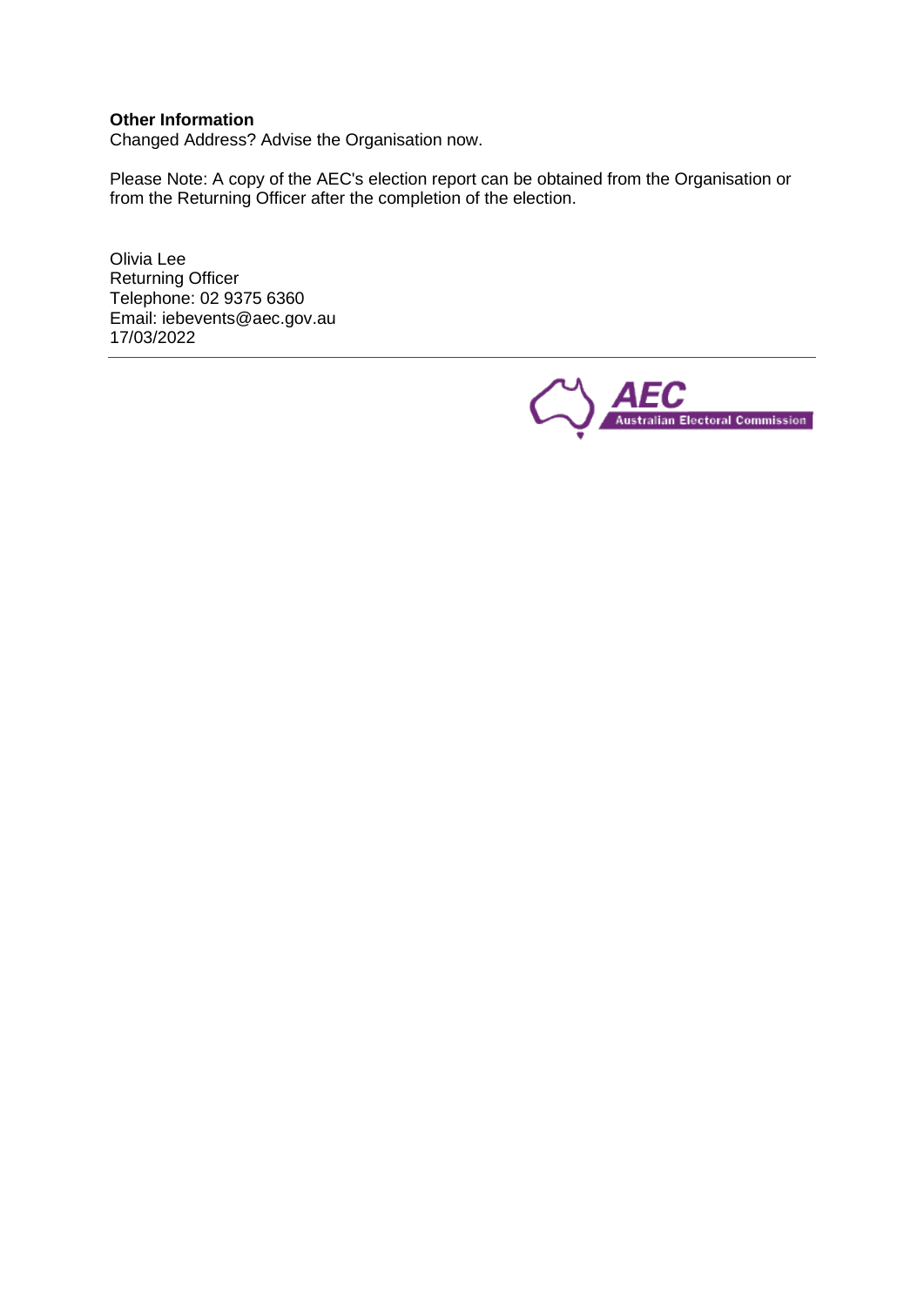**Other Information**

Changed Address? Advise the Organisation now.

Please Note: A copy of the AEC's election report can be obtained from the Organisation or from the Returning Officer after the completion of the election.

Olivia Lee
Returning Officer
Telephone: 02 9375 6360
Email: iebevents@aec.gov.au
17/03/2022

AEC
Australian Electoral Commission